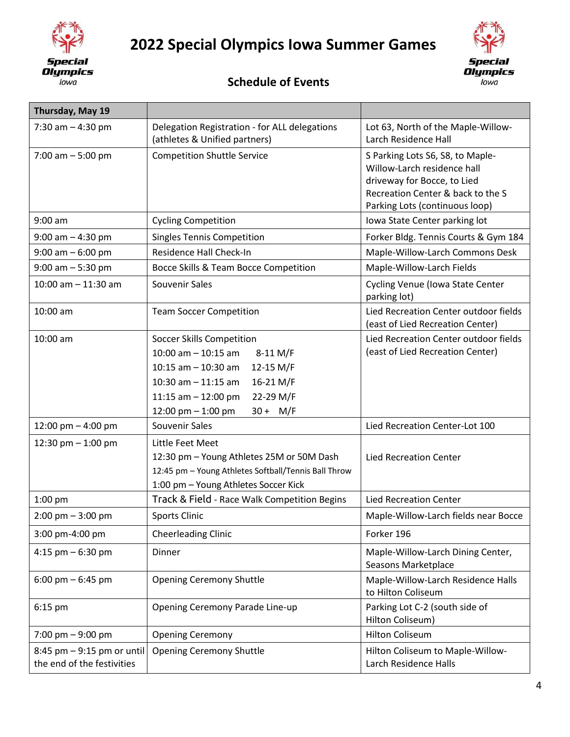# 2022 Special Olympics Iowa Summer Games

## Schedule of Events

| Thursday, May 19 | | |
|---|---|---|
| 7:30 am – 4:30 pm | Delegation Registration - for ALL delegations (athletes & Unified partners) | Lot 63, North of the Maple-Willow-Larch Residence Hall |
| 7:00 am – 5:00 pm | Competition Shuttle Service | S Parking Lots S6, S8, to Maple-Willow-Larch residence hall driveway for Bocce, to Lied Recreation Center & back to the S Parking Lots (continuous loop) |
| 9:00 am | Cycling Competition | Iowa State Center parking lot |
| 9:00 am – 4:30 pm | Singles Tennis Competition | Forker Bldg. Tennis Courts & Gym 184 |
| 9:00 am – 6:00 pm | Residence Hall Check-In | Maple-Willow-Larch Commons Desk |
| 9:00 am – 5:30 pm | Bocce Skills & Team Bocce Competition | Maple-Willow-Larch Fields |
| 10:00 am – 11:30 am | Souvenir Sales | Cycling Venue (Iowa State Center parking lot) |
| 10:00 am | Team Soccer Competition | Lied Recreation Center outdoor fields (east of Lied Recreation Center) |
| 10:00 am | Soccer Skills Competition<br>10:00 am – 10:15 am 8-11 M/F<br>10:15 am – 10:30 am 12-15 M/F<br>10:30 am – 11:15 am 16-21 M/F<br>11:15 am – 12:00 pm 22-29 M/F<br>12:00 pm – 1:00 pm 30 + M/F | Lied Recreation Center outdoor fields (east of Lied Recreation Center) |
| 12:00 pm – 4:00 pm | Souvenir Sales | Lied Recreation Center-Lot 100 |
| 12:30 pm – 1:00 pm | Little Feet Meet<br>12:30 pm – Young Athletes 25M or 50M Dash<br>12:45 pm – Young Athletes Softball/Tennis Ball Throw<br>1:00 pm – Young Athletes Soccer Kick | Lied Recreation Center |
| 1:00 pm | Track & Field - Race Walk Competition Begins | Lied Recreation Center |
| 2:00 pm – 3:00 pm | Sports Clinic | Maple-Willow-Larch fields near Bocce |
| 3:00 pm-4:00 pm | Cheerleading Clinic | Forker 196 |
| 4:15 pm – 6:30 pm | Dinner | Maple-Willow-Larch Dining Center, Seasons Marketplace |
| 6:00 pm – 6:45 pm | Opening Ceremony Shuttle | Maple-Willow-Larch Residence Halls to Hilton Coliseum |
| 6:15 pm | Opening Ceremony Parade Line-up | Parking Lot C-2 (south side of Hilton Coliseum) |
| 7:00 pm – 9:00 pm | Opening Ceremony | Hilton Coliseum |
| 8:45 pm – 9:15 pm or until the end of the festivities | Opening Ceremony Shuttle | Hilton Coliseum to Maple-Willow-Larch Residence Halls |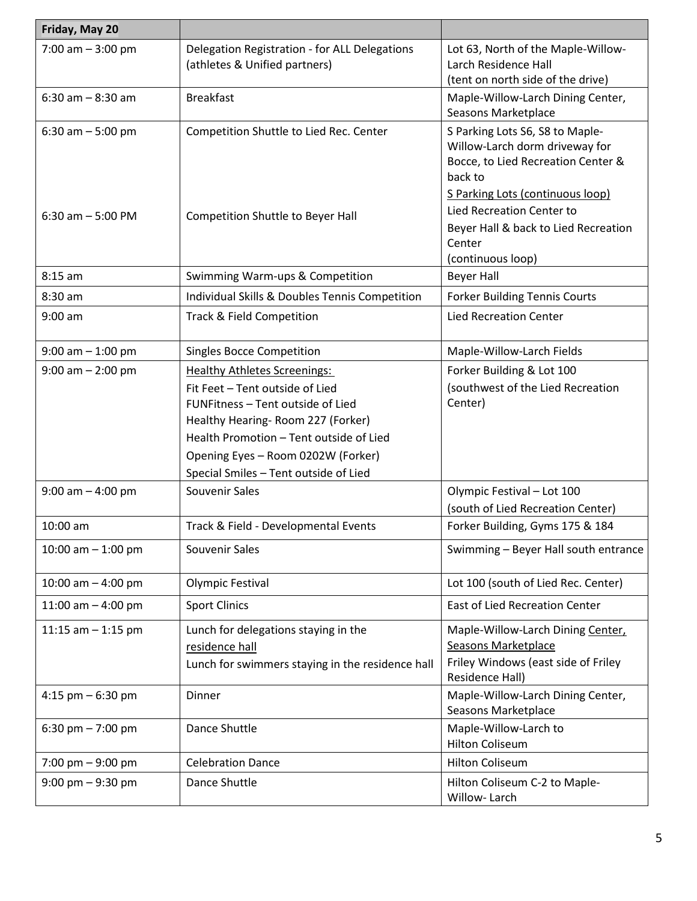| Friday, May 20 | | |
|---|---|---|
| 7:00 am – 3:00 pm | Delegation Registration - for ALL Delegations (athletes & Unified partners) | Lot 63, North of the Maple-Willow-Larch Residence Hall (tent on north side of the drive) |
| 6:30 am – 8:30 am | Breakfast | Maple-Willow-Larch Dining Center, Seasons Marketplace |
| 6:30 am – 5:00 pm<br><br>6:30 am – 5:00 PM | Competition Shuttle to Lied Rec. Center<br><br>Competition Shuttle to Beyer Hall | S Parking Lots S6, S8 to Maple-Willow-Larch dorm driveway for Bocce, to Lied Recreation Center & back to S Parking Lots (continuous loop)<br>Lied Recreation Center to Beyer Hall & back to Lied Recreation Center (continuous loop) |
| 8:15 am | Swimming Warm-ups & Competition | Beyer Hall |
| 8:30 am | Individual Skills & Doubles Tennis Competition | Forker Building Tennis Courts |
| 9:00 am | Track & Field Competition | Lied Recreation Center |
| 9:00 am – 1:00 pm | Singles Bocce Competition | Maple-Willow-Larch Fields |
| 9:00 am – 2:00 pm | Healthy Athletes Screenings:<br>Fit Feet – Tent outside of Lied<br>FUNFitness – Tent outside of Lied<br>Healthy Hearing- Room 227 (Forker)<br>Health Promotion – Tent outside of Lied<br>Opening Eyes – Room 0202W (Forker)<br>Special Smiles – Tent outside of Lied | Forker Building & Lot 100 (southwest of the Lied Recreation Center) |
| 9:00 am – 4:00 pm | Souvenir Sales | Olympic Festival – Lot 100 (south of Lied Recreation Center) |
| 10:00 am | Track & Field - Developmental Events | Forker Building, Gyms 175 & 184 |
| 10:00 am – 1:00 pm | Souvenir Sales | Swimming – Beyer Hall south entrance |
| 10:00 am – 4:00 pm | Olympic Festival | Lot 100 (south of Lied Rec. Center) |
| 11:00 am – 4:00 pm | Sport Clinics | East of Lied Recreation Center |
| 11:15 am – 1:15 pm | Lunch for delegations staying in the residence hall<br>Lunch for swimmers staying in the residence hall | Maple-Willow-Larch Dining Center, Seasons Marketplace<br>Friley Windows (east side of Friley Residence Hall) |
| 4:15 pm – 6:30 pm | Dinner | Maple-Willow-Larch Dining Center, Seasons Marketplace |
| 6:30 pm – 7:00 pm | Dance Shuttle | Maple-Willow-Larch to Hilton Coliseum |
| 7:00 pm – 9:00 pm | Celebration Dance | Hilton Coliseum |
| 9:00 pm – 9:30 pm | Dance Shuttle | Hilton Coliseum C-2 to Maple-Willow- Larch |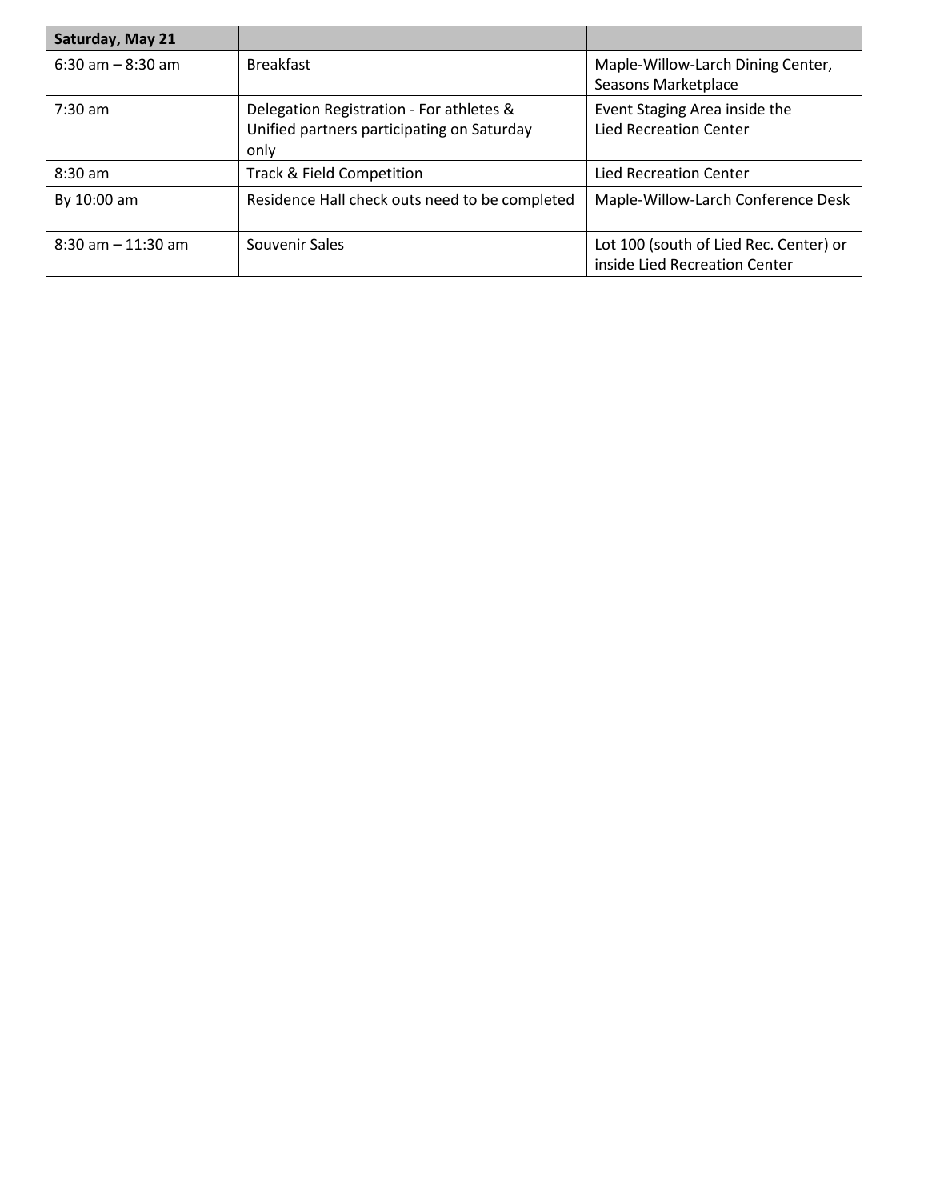| Saturday, May 21 | | |
| --- | --- | --- |
| 6:30 am – 8:30 am | Breakfast | Maple-Willow-Larch Dining Center, Seasons Marketplace |
| 7:30 am | Delegation Registration - For athletes & Unified partners participating on Saturday only | Event Staging Area inside the Lied Recreation Center |
| 8:30 am | Track & Field Competition | Lied Recreation Center |
| By 10:00 am | Residence Hall check outs need to be completed | Maple-Willow-Larch Conference Desk |
| 8:30 am – 11:30 am | Souvenir Sales | Lot 100 (south of Lied Rec. Center) or inside Lied Recreation Center |